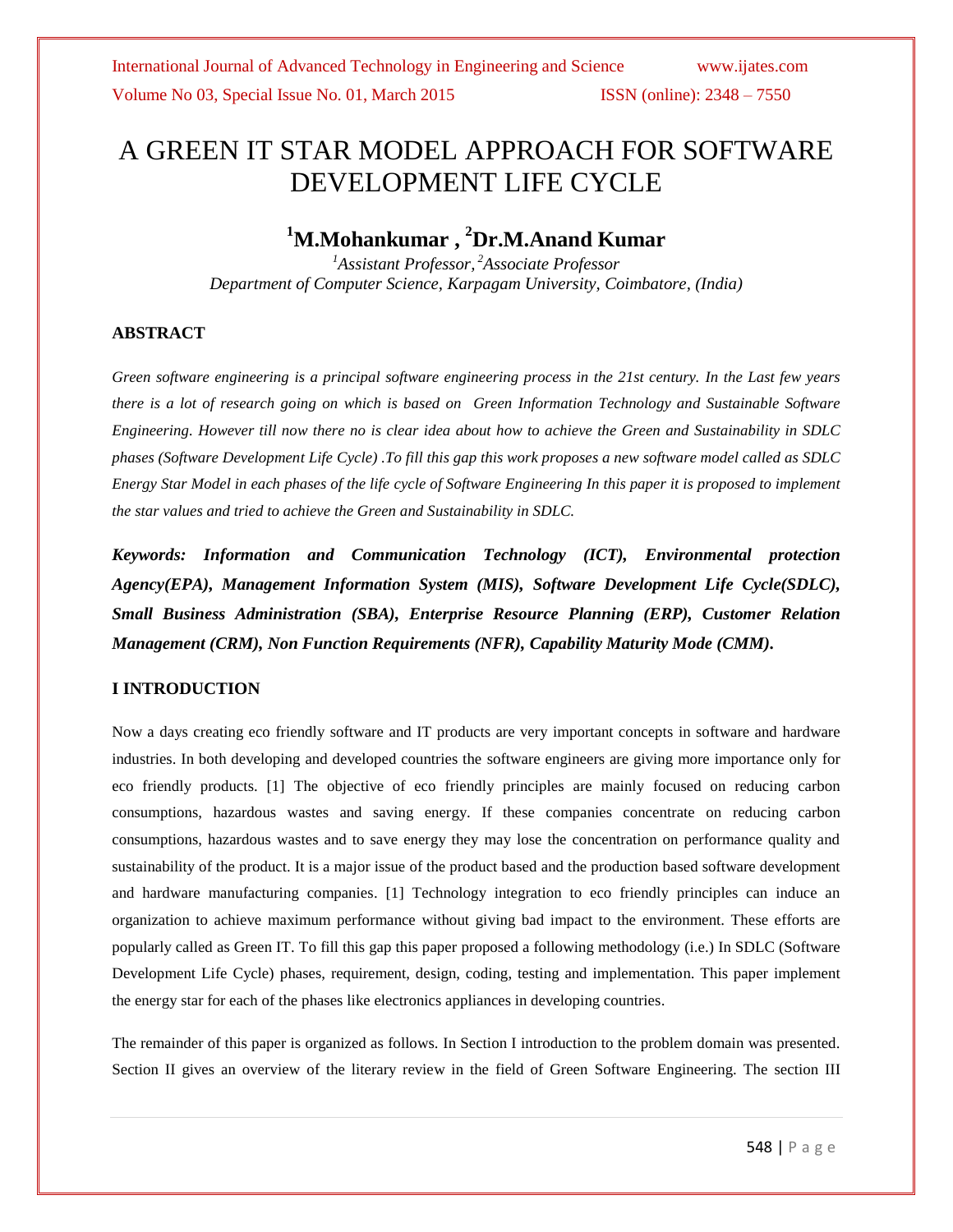# A GREEN IT STAR MODEL APPROACH FOR SOFTWARE DEVELOPMENT LIFE CYCLE

**[1]M.Mohankumar , [2]Dr.M.Anand Kumar**

*[1]Assistant Professor, [2]Associate Professor*
*Department of Computer Science, Karpagam University, Coimbatore, (India)*

## ABSTRACT

*Green software engineering is a principal software engineering process in the 21st century. In the Last few years there is a lot of research going on which is based on Green Information Technology and Sustainable Software Engineering. However till now there no is clear idea about how to achieve the Green and Sustainability in SDLC phases (Software Development Life Cycle) .To fill this gap this work proposes a new software model called as SDLC Energy Star Model in each phases of the life cycle of Software Engineering In this paper it is proposed to implement the star values and tried to achieve the Green and Sustainability in SDLC.*

***Keywords: Information and Communication Technology (ICT), Environmental protection Agency(EPA), Management Information System (MIS), Software Development Life Cycle(SDLC), Small Business Administration (SBA), Enterprise Resource Planning (ERP), Customer Relation Management (CRM), Non Function Requirements (NFR), Capability Maturity Mode (CMM).***

## I INTRODUCTION

Now a days creating eco friendly software and IT products are very important concepts in software and hardware industries. In both developing and developed countries the software engineers are giving more importance only for eco friendly products. [1] The objective of eco friendly principles are mainly focused on reducing carbon consumptions, hazardous wastes and saving energy. If these companies concentrate on reducing carbon consumptions, hazardous wastes and to save energy they may lose the concentration on performance quality and sustainability of the product. It is a major issue of the product based and the production based software development and hardware manufacturing companies. [1] Technology integration to eco friendly principles can induce an organization to achieve maximum performance without giving bad impact to the environment. These efforts are popularly called as Green IT. To fill this gap this paper proposed a following methodology (i.e.) In SDLC (Software Development Life Cycle) phases, requirement, design, coding, testing and implementation. This paper implement the energy star for each of the phases like electronics appliances in developing countries.

The remainder of this paper is organized as follows. In Section I introduction to the problem domain was presented. Section II gives an overview of the literary review in the field of Green Software Engineering. The section III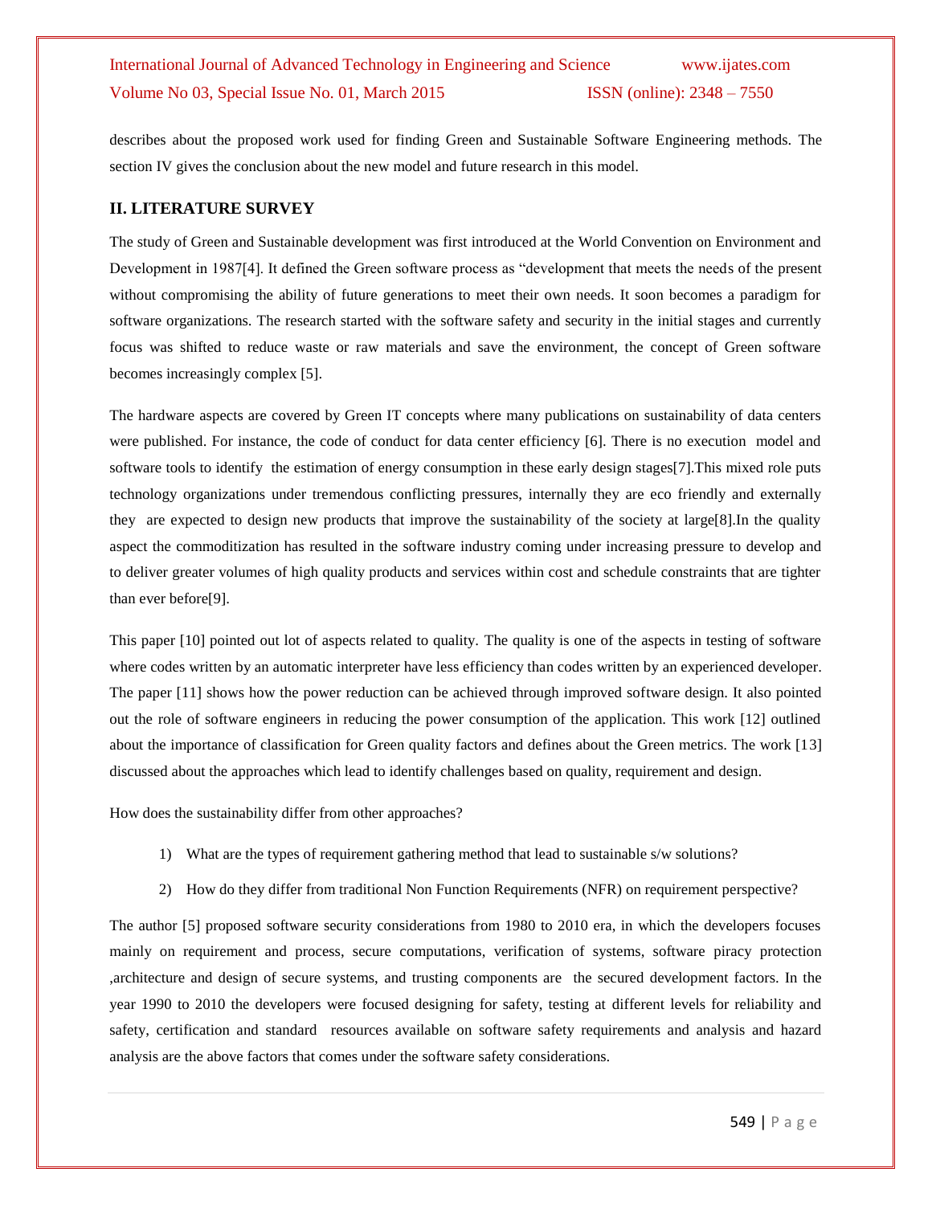describes about the proposed work used for finding Green and Sustainable Software Engineering methods. The section IV gives the conclusion about the new model and future research in this model.

## II. LITERATURE SURVEY

The study of Green and Sustainable development was first introduced at the World Convention on Environment and Development in 1987[4]. It defined the Green software process as "development that meets the needs of the present without compromising the ability of future generations to meet their own needs. It soon becomes a paradigm for software organizations. The research started with the software safety and security in the initial stages and currently focus was shifted to reduce waste or raw materials and save the environment, the concept of Green software becomes increasingly complex [5].

The hardware aspects are covered by Green IT concepts where many publications on sustainability of data centers were published. For instance, the code of conduct for data center efficiency [6]. There is no execution model and software tools to identify the estimation of energy consumption in these early design stages[7].This mixed role puts technology organizations under tremendous conflicting pressures, internally they are eco friendly and externally they are expected to design new products that improve the sustainability of the society at large[8].In the quality aspect the commoditization has resulted in the software industry coming under increasing pressure to develop and to deliver greater volumes of high quality products and services within cost and schedule constraints that are tighter than ever before[9].

This paper [10] pointed out lot of aspects related to quality. The quality is one of the aspects in testing of software where codes written by an automatic interpreter have less efficiency than codes written by an experienced developer. The paper [11] shows how the power reduction can be achieved through improved software design. It also pointed out the role of software engineers in reducing the power consumption of the application. This work [12] outlined about the importance of classification for Green quality factors and defines about the Green metrics. The work [13] discussed about the approaches which lead to identify challenges based on quality, requirement and design.

How does the sustainability differ from other approaches?

1) What are the types of requirement gathering method that lead to sustainable s/w solutions?
2) How do they differ from traditional Non Function Requirements (NFR) on requirement perspective?

The author [5] proposed software security considerations from 1980 to 2010 era, in which the developers focuses mainly on requirement and process, secure computations, verification of systems, software piracy protection ,architecture and design of secure systems, and trusting components are the secured development factors. In the year 1990 to 2010 the developers were focused designing for safety, testing at different levels for reliability and safety, certification and standard resources available on software safety requirements and analysis and hazard analysis are the above factors that comes under the software safety considerations.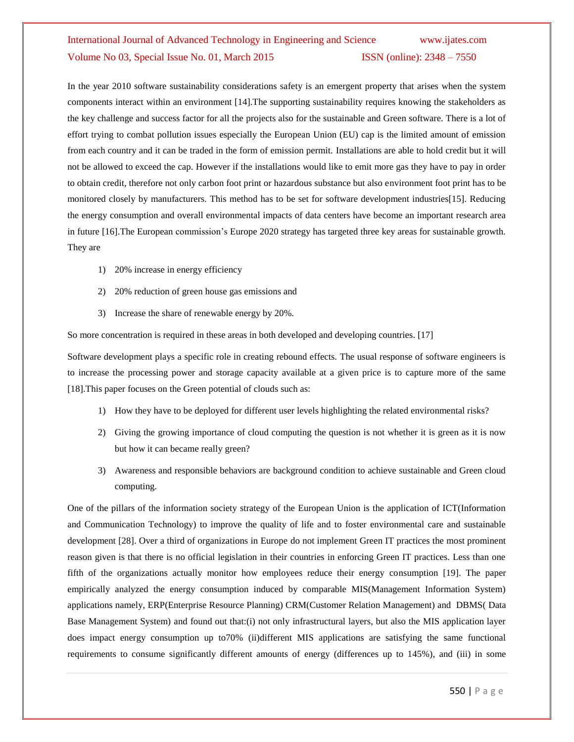In the year 2010 software sustainability considerations safety is an emergent property that arises when the system components interact within an environment [14].The supporting sustainability requires knowing the stakeholders as the key challenge and success factor for all the projects also for the sustainable and Green software. There is a lot of effort trying to combat pollution issues especially the European Union (EU) cap is the limited amount of emission from each country and it can be traded in the form of emission permit. Installations are able to hold credit but it will not be allowed to exceed the cap. However if the installations would like to emit more gas they have to pay in order to obtain credit, therefore not only carbon foot print or hazardous substance but also environment foot print has to be monitored closely by manufacturers. This method has to be set for software development industries[15]. Reducing the energy consumption and overall environmental impacts of data centers have become an important research area in future [16].The European commission's Europe 2020 strategy has targeted three key areas for sustainable growth. They are

1) 20% increase in energy efficiency
2) 20% reduction of green house gas emissions and
3) Increase the share of renewable energy by 20%.

So more concentration is required in these areas in both developed and developing countries. [17]

Software development plays a specific role in creating rebound effects. The usual response of software engineers is to increase the processing power and storage capacity available at a given price is to capture more of the same [18].This paper focuses on the Green potential of clouds such as:

1) How they have to be deployed for different user levels highlighting the related environmental risks?
2) Giving the growing importance of cloud computing the question is not whether it is green as it is now but how it can became really green?
3) Awareness and responsible behaviors are background condition to achieve sustainable and Green cloud computing.

One of the pillars of the information society strategy of the European Union is the application of ICT(Information and Communication Technology) to improve the quality of life and to foster environmental care and sustainable development [28]. Over a third of organizations in Europe do not implement Green IT practices the most prominent reason given is that there is no official legislation in their countries in enforcing Green IT practices. Less than one fifth of the organizations actually monitor how employees reduce their energy consumption [19]. The paper empirically analyzed the energy consumption induced by comparable MIS(Management Information System) applications namely, ERP(Enterprise Resource Planning) CRM(Customer Relation Management) and DBMS( Data Base Management System) and found out that:(i) not only infrastructural layers, but also the MIS application layer does impact energy consumption up to70% (ii)different MIS applications are satisfying the same functional requirements to consume significantly different amounts of energy (differences up to 145%), and (iii) in some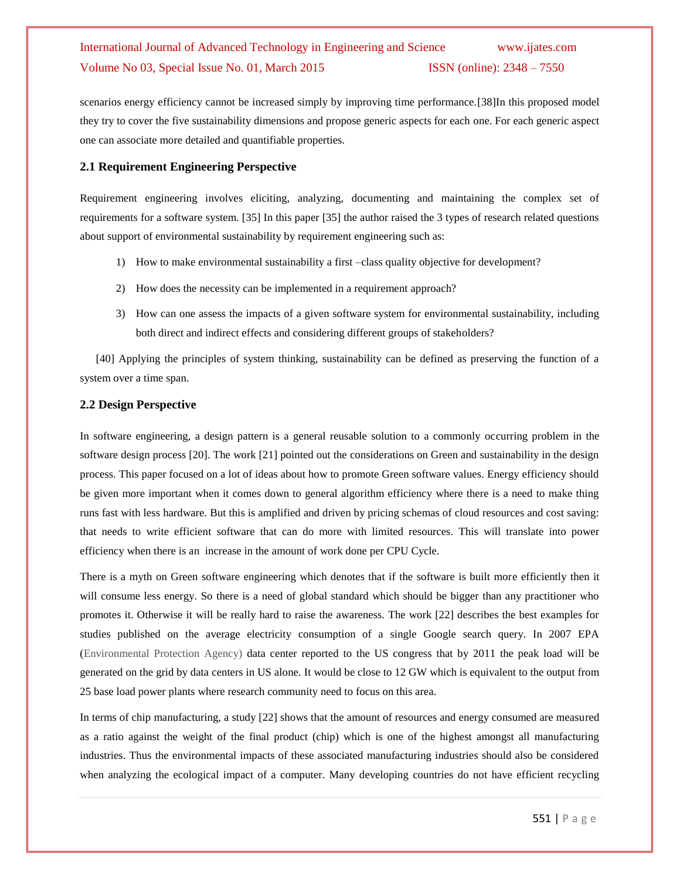scenarios energy efficiency cannot be increased simply by improving time performance.[38]In this proposed model they try to cover the five sustainability dimensions and propose generic aspects for each one. For each generic aspect one can associate more detailed and quantifiable properties.

### 2.1 Requirement Engineering Perspective

Requirement engineering involves eliciting, analyzing, documenting and maintaining the complex set of requirements for a software system. [35] In this paper [35] the author raised the 3 types of research related questions about support of environmental sustainability by requirement engineering such as:

1) How to make environmental sustainability a first –class quality objective for development?
2) How does the necessity can be implemented in a requirement approach?
3) How can one assess the impacts of a given software system for environmental sustainability, including both direct and indirect effects and considering different groups of stakeholders?

[40] Applying the principles of system thinking, sustainability can be defined as preserving the function of a system over a time span.

### 2.2 Design Perspective

In software engineering, a design pattern is a general reusable solution to a commonly occurring problem in the software design process [20]. The work [21] pointed out the considerations on Green and sustainability in the design process. This paper focused on a lot of ideas about how to promote Green software values. Energy efficiency should be given more important when it comes down to general algorithm efficiency where there is a need to make thing runs fast with less hardware. But this is amplified and driven by pricing schemas of cloud resources and cost saving: that needs to write efficient software that can do more with limited resources. This will translate into power efficiency when there is an increase in the amount of work done per CPU Cycle.

There is a myth on Green software engineering which denotes that if the software is built more efficiently then it will consume less energy. So there is a need of global standard which should be bigger than any practitioner who promotes it. Otherwise it will be really hard to raise the awareness. The work [22] describes the best examples for studies published on the average electricity consumption of a single Google search query. In 2007 EPA (Environmental Protection Agency) data center reported to the US congress that by 2011 the peak load will be generated on the grid by data centers in US alone. It would be close to 12 GW which is equivalent to the output from 25 base load power plants where research community need to focus on this area.

In terms of chip manufacturing, a study [22] shows that the amount of resources and energy consumed are measured as a ratio against the weight of the final product (chip) which is one of the highest amongst all manufacturing industries. Thus the environmental impacts of these associated manufacturing industries should also be considered when analyzing the ecological impact of a computer. Many developing countries do not have efficient recycling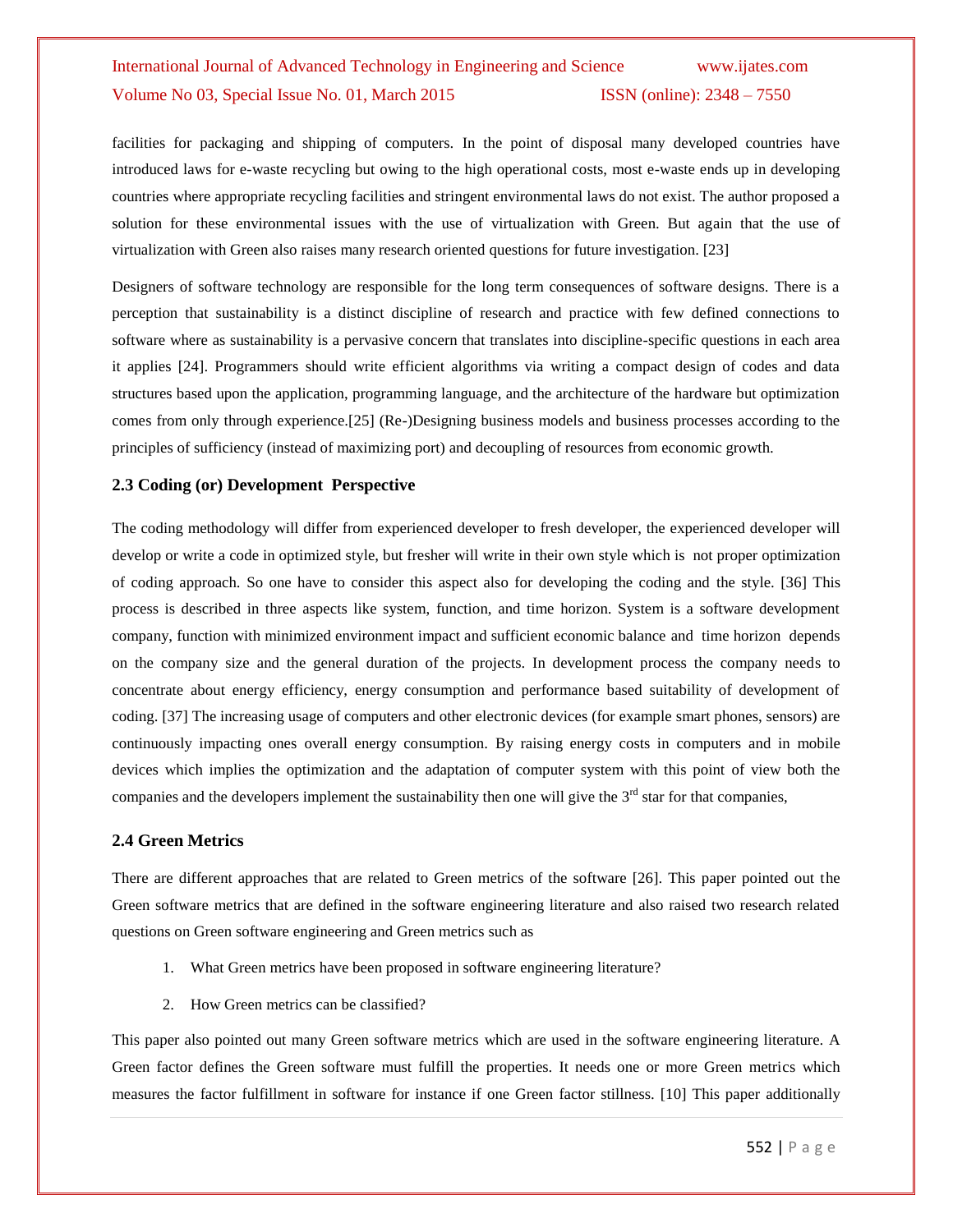facilities for packaging and shipping of computers. In the point of disposal many developed countries have introduced laws for e-waste recycling but owing to the high operational costs, most e-waste ends up in developing countries where appropriate recycling facilities and stringent environmental laws do not exist. The author proposed a solution for these environmental issues with the use of virtualization with Green. But again that the use of virtualization with Green also raises many research oriented questions for future investigation. [23]

Designers of software technology are responsible for the long term consequences of software designs. There is a perception that sustainability is a distinct discipline of research and practice with few defined connections to software where as sustainability is a pervasive concern that translates into discipline-specific questions in each area it applies [24]. Programmers should write efficient algorithms via writing a compact design of codes and data structures based upon the application, programming language, and the architecture of the hardware but optimization comes from only through experience.[25] (Re-)Designing business models and business processes according to the principles of sufficiency (instead of maximizing port) and decoupling of resources from economic growth.

### 2.3 Coding (or) Development Perspective

The coding methodology will differ from experienced developer to fresh developer, the experienced developer will develop or write a code in optimized style, but fresher will write in their own style which is not proper optimization of coding approach. So one have to consider this aspect also for developing the coding and the style. [36] This process is described in three aspects like system, function, and time horizon. System is a software development company, function with minimized environment impact and sufficient economic balance and time horizon depends on the company size and the general duration of the projects. In development process the company needs to concentrate about energy efficiency, energy consumption and performance based suitability of development of coding. [37] The increasing usage of computers and other electronic devices (for example smart phones, sensors) are continuously impacting ones overall energy consumption. By raising energy costs in computers and in mobile devices which implies the optimization and the adaptation of computer system with this point of view both the companies and the developers implement the sustainability then one will give the 3rd star for that companies,

### 2.4 Green Metrics

There are different approaches that are related to Green metrics of the software [26]. This paper pointed out the Green software metrics that are defined in the software engineering literature and also raised two research related questions on Green software engineering and Green metrics such as

1. What Green metrics have been proposed in software engineering literature?
2. How Green metrics can be classified?

This paper also pointed out many Green software metrics which are used in the software engineering literature. A Green factor defines the Green software must fulfill the properties. It needs one or more Green metrics which measures the factor fulfillment in software for instance if one Green factor stillness. [10] This paper additionally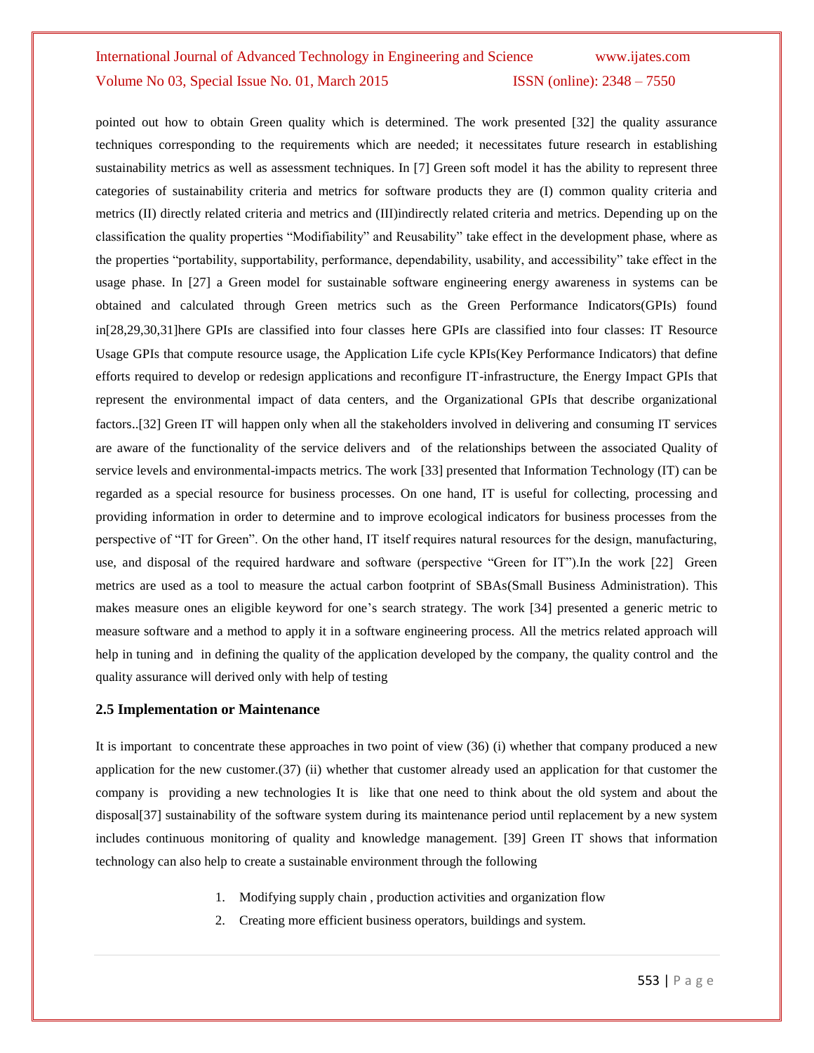pointed out how to obtain Green quality which is determined. The work presented [32] the quality assurance techniques corresponding to the requirements which are needed; it necessitates future research in establishing sustainability metrics as well as assessment techniques. In [7] Green soft model it has the ability to represent three categories of sustainability criteria and metrics for software products they are (I) common quality criteria and metrics (II) directly related criteria and metrics and (III)indirectly related criteria and metrics. Depending up on the classification the quality properties "Modifiability" and Reusability" take effect in the development phase, where as the properties "portability, supportability, performance, dependability, usability, and accessibility" take effect in the usage phase. In [27] a Green model for sustainable software engineering energy awareness in systems can be obtained and calculated through Green metrics such as the Green Performance Indicators(GPIs) found in[28,29,30,31]here GPIs are classified into four classes here GPIs are classified into four classes: IT Resource Usage GPIs that compute resource usage, the Application Life cycle KPIs(Key Performance Indicators) that define efforts required to develop or redesign applications and reconfigure IT-infrastructure, the Energy Impact GPIs that represent the environmental impact of data centers, and the Organizational GPIs that describe organizational factors..[32] Green IT will happen only when all the stakeholders involved in delivering and consuming IT services are aware of the functionality of the service delivers and of the relationships between the associated Quality of service levels and environmental-impacts metrics. The work [33] presented that Information Technology (IT) can be regarded as a special resource for business processes. On one hand, IT is useful for collecting, processing and providing information in order to determine and to improve ecological indicators for business processes from the perspective of "IT for Green". On the other hand, IT itself requires natural resources for the design, manufacturing, use, and disposal of the required hardware and software (perspective "Green for IT").In the work [22] Green metrics are used as a tool to measure the actual carbon footprint of SBAs(Small Business Administration). This makes measure ones an eligible keyword for one's search strategy. The work [34] presented a generic metric to measure software and a method to apply it in a software engineering process. All the metrics related approach will help in tuning and in defining the quality of the application developed by the company, the quality control and the quality assurance will derived only with help of testing

### 2.5 Implementation or Maintenance

It is important to concentrate these approaches in two point of view (36) (i) whether that company produced a new application for the new customer.(37) (ii) whether that customer already used an application for that customer the company is providing a new technologies It is like that one need to think about the old system and about the disposal[37] sustainability of the software system during its maintenance period until replacement by a new system includes continuous monitoring of quality and knowledge management. [39] Green IT shows that information technology can also help to create a sustainable environment through the following

1. Modifying supply chain , production activities and organization flow
2. Creating more efficient business operators, buildings and system.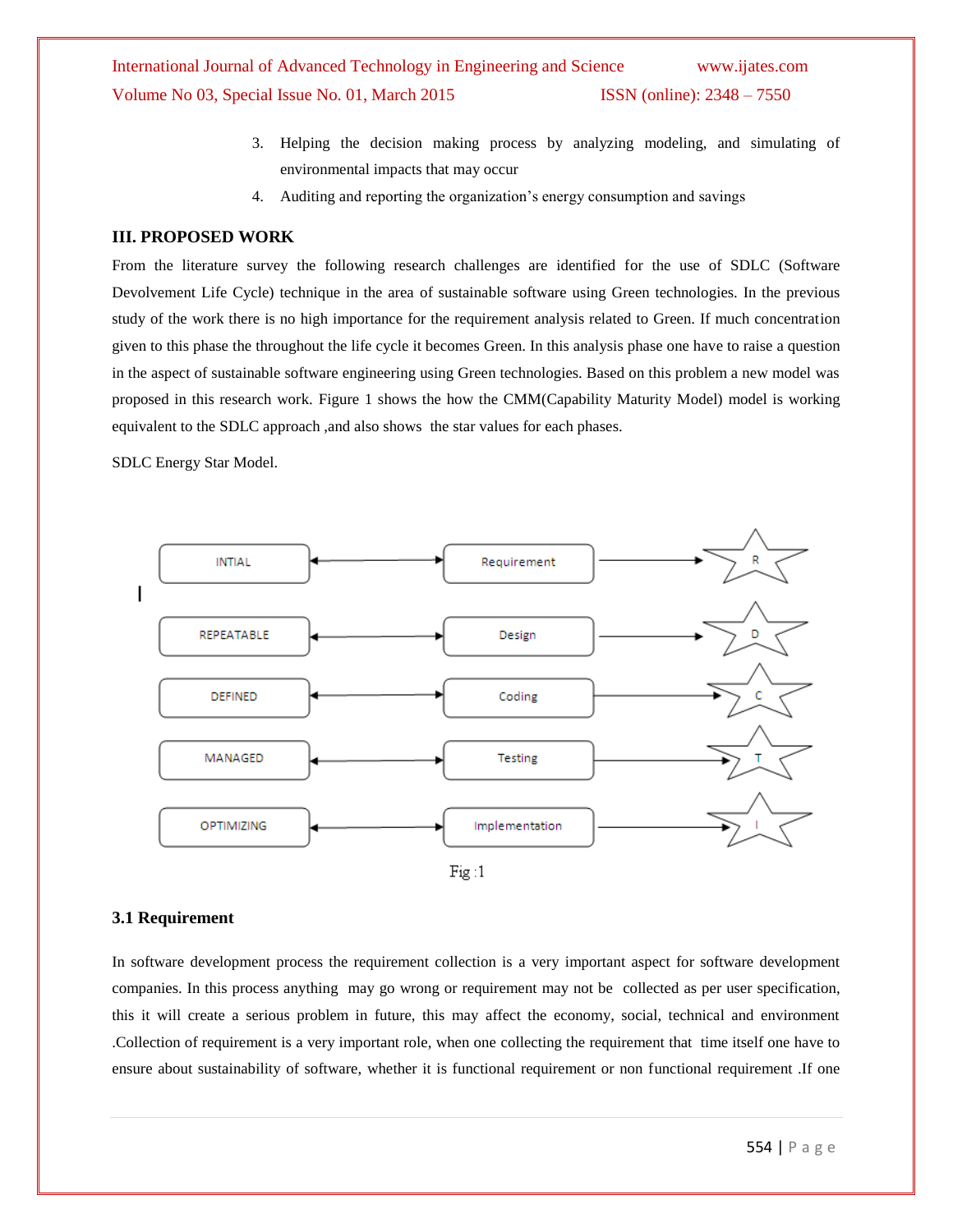3. Helping the decision making process by analyzing modeling, and simulating of environmental impacts that may occur
4. Auditing and reporting the organization's energy consumption and savings

## III. PROPOSED WORK

From the literature survey the following research challenges are identified for the use of SDLC (Software Devolvement Life Cycle) technique in the area of sustainable software using Green technologies. In the previous study of the work there is no high importance for the requirement analysis related to Green. If much concentration given to this phase the throughout the life cycle it becomes Green. In this analysis phase one have to raise a question in the aspect of sustainable software engineering using Green technologies. Based on this problem a new model was proposed in this research work. Figure 1 shows the how the CMM(Capability Maturity Model) model is working equivalent to the SDLC approach ,and also shows the star values for each phases.

SDLC Energy Star Model.

| CMM Level | | SDLC Phase | | Star |
|---|---|---|---|---|
| INTIAL | ↔ | Requirement | → | R |
| REPEATABLE | ↔ | Design | → | D |
| DEFINED | ↔ | Coding | → | C |
| MANAGED | ↔ | Testing | → | T |
| OPTIMIZING | ↔ | Implementation | → | I |

Fig :1

### 3.1 Requirement

In software development process the requirement collection is a very important aspect for software development companies. In this process anything may go wrong or requirement may not be collected as per user specification, this it will create a serious problem in future, this may affect the economy, social, technical and environment .Collection of requirement is a very important role, when one collecting the requirement that time itself one have to ensure about sustainability of software, whether it is functional requirement or non functional requirement .If one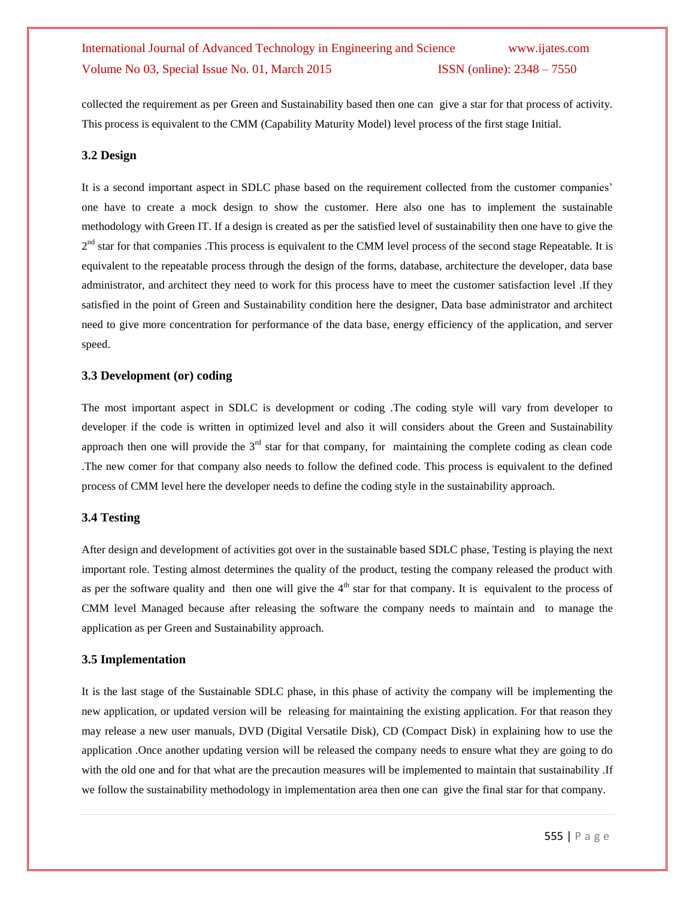collected the requirement as per Green and Sustainability based then one can give a star for that process of activity. This process is equivalent to the CMM (Capability Maturity Model) level process of the first stage Initial.

### 3.2 Design

It is a second important aspect in SDLC phase based on the requirement collected from the customer companies' one have to create a mock design to show the customer. Here also one has to implement the sustainable methodology with Green IT. If a design is created as per the satisfied level of sustainability then one have to give the 2nd star for that companies .This process is equivalent to the CMM level process of the second stage Repeatable. It is equivalent to the repeatable process through the design of the forms, database, architecture the developer, data base administrator, and architect they need to work for this process have to meet the customer satisfaction level .If they satisfied in the point of Green and Sustainability condition here the designer, Data base administrator and architect need to give more concentration for performance of the data base, energy efficiency of the application, and server speed.

### 3.3 Development (or) coding

The most important aspect in SDLC is development or coding .The coding style will vary from developer to developer if the code is written in optimized level and also it will considers about the Green and Sustainability approach then one will provide the 3rd star for that company, for maintaining the complete coding as clean code .The new comer for that company also needs to follow the defined code. This process is equivalent to the defined process of CMM level here the developer needs to define the coding style in the sustainability approach.

### 3.4 Testing

After design and development of activities got over in the sustainable based SDLC phase, Testing is playing the next important role. Testing almost determines the quality of the product, testing the company released the product with as per the software quality and then one will give the 4th star for that company. It is equivalent to the process of CMM level Managed because after releasing the software the company needs to maintain and to manage the application as per Green and Sustainability approach.

### 3.5 Implementation

It is the last stage of the Sustainable SDLC phase, in this phase of activity the company will be implementing the new application, or updated version will be releasing for maintaining the existing application. For that reason they may release a new user manuals, DVD (Digital Versatile Disk), CD (Compact Disk) in explaining how to use the application .Once another updating version will be released the company needs to ensure what they are going to do with the old one and for that what are the precaution measures will be implemented to maintain that sustainability .If we follow the sustainability methodology in implementation area then one can give the final star for that company.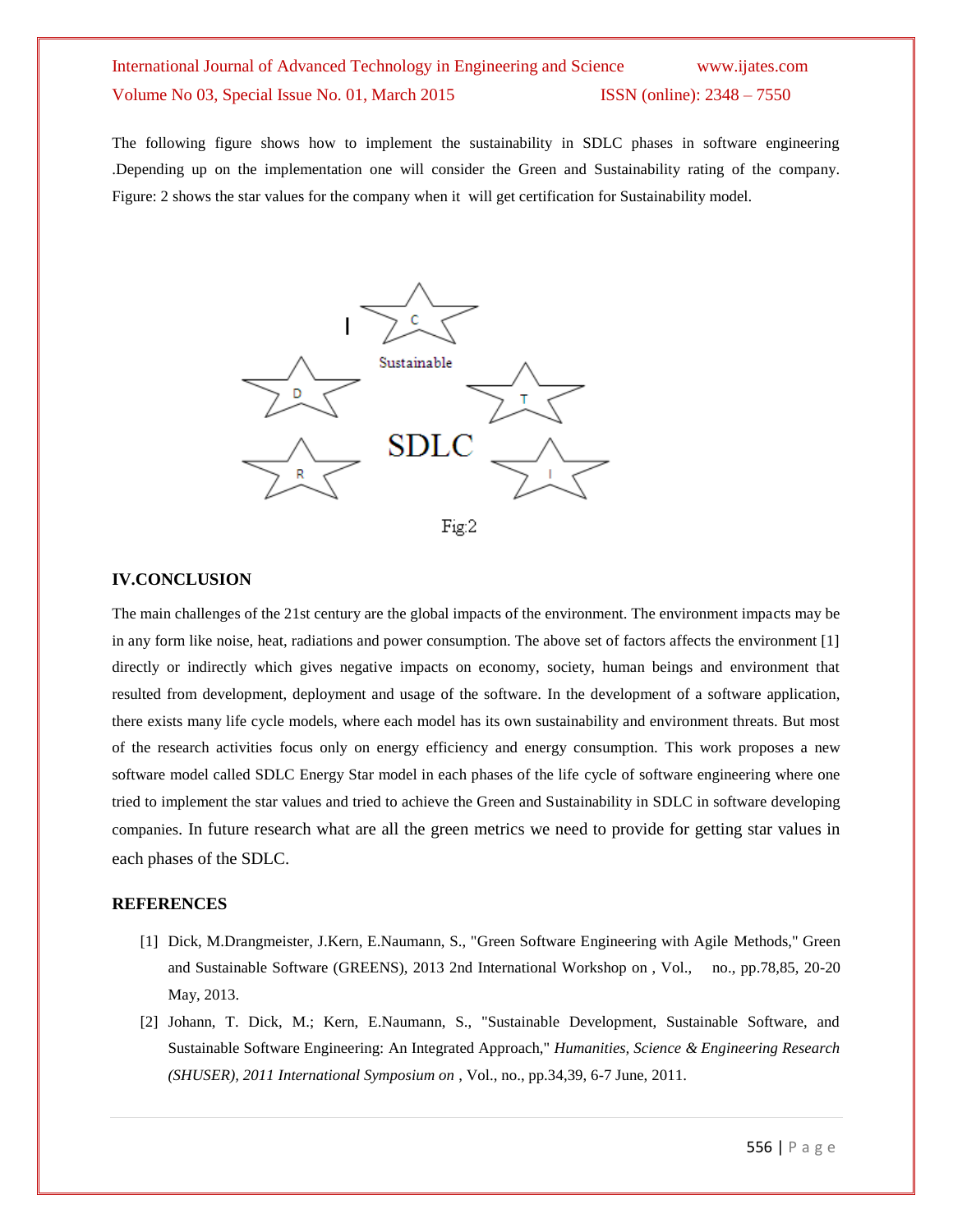The following figure shows how to implement the sustainability in SDLC phases in software engineering .Depending up on the implementation one will consider the Green and Sustainability rating of the company. Figure: 2 shows the star values for the company when it will get certification for Sustainability model.

Fig:2

## IV.CONCLUSION

The main challenges of the 21st century are the global impacts of the environment. The environment impacts may be in any form like noise, heat, radiations and power consumption. The above set of factors affects the environment [1] directly or indirectly which gives negative impacts on economy, society, human beings and environment that resulted from development, deployment and usage of the software. In the development of a software application, there exists many life cycle models, where each model has its own sustainability and environment threats. But most of the research activities focus only on energy efficiency and energy consumption. This work proposes a new software model called SDLC Energy Star model in each phases of the life cycle of software engineering where one tried to implement the star values and tried to achieve the Green and Sustainability in SDLC in software developing companies. In future research what are all the green metrics we need to provide for getting star values in each phases of the SDLC.

## REFERENCES

[1] Dick, M.Drangmeister, J.Kern, E.Naumann, S., "Green Software Engineering with Agile Methods," Green and Sustainable Software (GREENS), 2013 2nd International Workshop on , Vol., no., pp.78,85, 20-20 May, 2013.

[2] Johann, T. Dick, M.; Kern, E.Naumann, S., "Sustainable Development, Sustainable Software, and Sustainable Software Engineering: An Integrated Approach," *Humanities, Science & Engineering Research (SHUSER), 2011 International Symposium on* , Vol., no., pp.34,39, 6-7 June, 2011.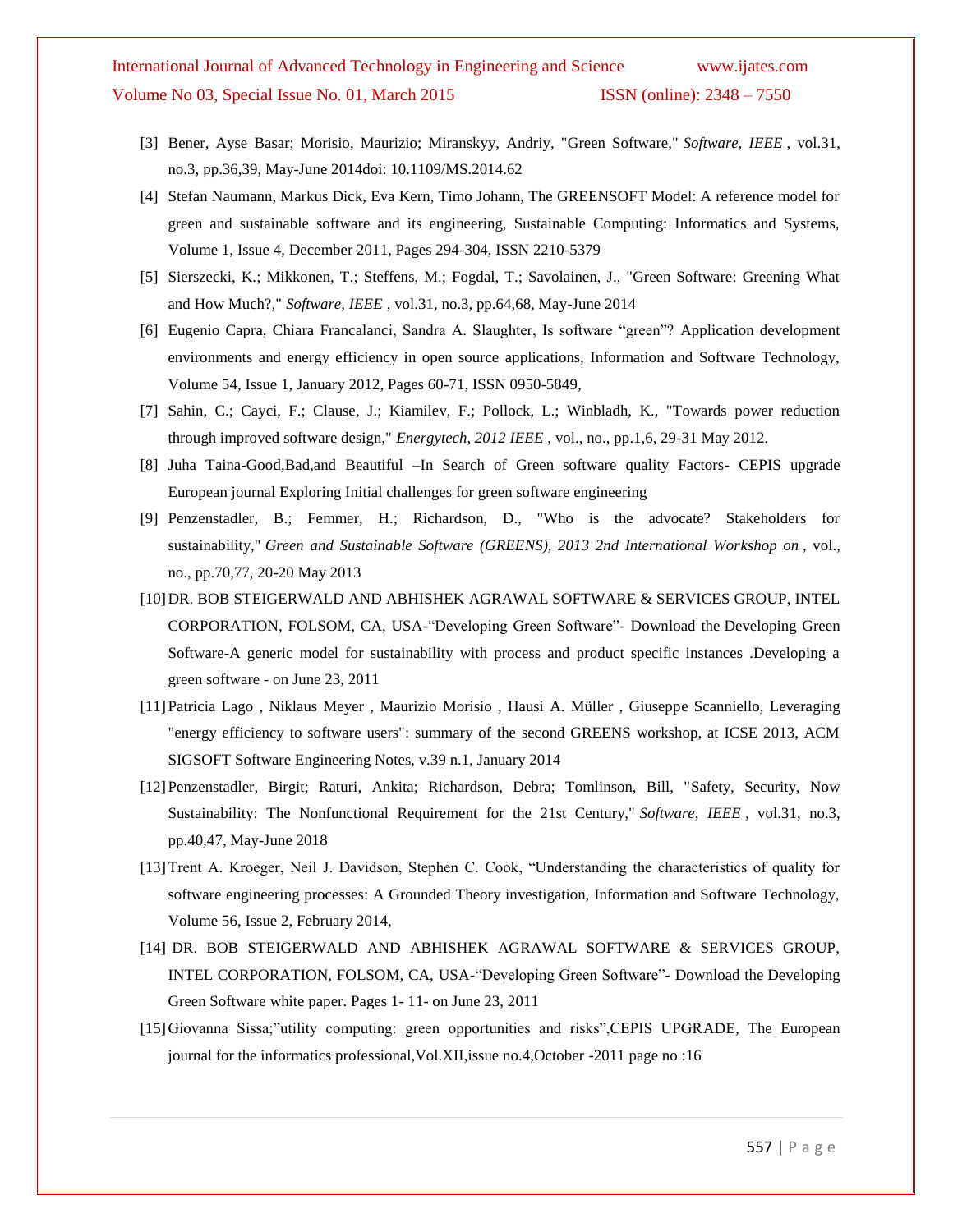[3] Bener, Ayse Basar; Morisio, Maurizio; Miranskyy, Andriy, "Green Software," *Software, IEEE* , vol.31, no.3, pp.36,39, May-June 2014doi: 10.1109/MS.2014.62

[4] Stefan Naumann, Markus Dick, Eva Kern, Timo Johann, The GREENSOFT Model: A reference model for green and sustainable software and its engineering, Sustainable Computing: Informatics and Systems, Volume 1, Issue 4, December 2011, Pages 294-304, ISSN 2210-5379

[5] Sierszecki, K.; Mikkonen, T.; Steffens, M.; Fogdal, T.; Savolainen, J., "Green Software: Greening What and How Much?," *Software, IEEE* , vol.31, no.3, pp.64,68, May-June 2014

[6] Eugenio Capra, Chiara Francalanci, Sandra A. Slaughter, Is software "green"? Application development environments and energy efficiency in open source applications, Information and Software Technology, Volume 54, Issue 1, January 2012, Pages 60-71, ISSN 0950-5849,

[7] Sahin, C.; Cayci, F.; Clause, J.; Kiamilev, F.; Pollock, L.; Winbladh, K., "Towards power reduction through improved software design," *Energytech, 2012 IEEE* , vol., no., pp.1,6, 29-31 May 2012.

[8] Juha Taina-Good,Bad,and Beautiful –In Search of Green software quality Factors- CEPIS upgrade European journal Exploring Initial challenges for green software engineering

[9] Penzenstadler, B.; Femmer, H.; Richardson, D., "Who is the advocate? Stakeholders for sustainability," *Green and Sustainable Software (GREENS), 2013 2nd International Workshop on* , vol., no., pp.70,77, 20-20 May 2013

[10] DR. BOB STEIGERWALD AND ABHISHEK AGRAWAL SOFTWARE & SERVICES GROUP, INTEL CORPORATION, FOLSOM, CA, USA-"Developing Green Software"- Download the Developing Green Software-A generic model for sustainability with process and product specific instances .Developing a green software - on June 23, 2011

[11] Patricia Lago , Niklaus Meyer , Maurizio Morisio , Hausi A. Müller , Giuseppe Scanniello, Leveraging "energy efficiency to software users": summary of the second GREENS workshop, at ICSE 2013, ACM SIGSOFT Software Engineering Notes, v.39 n.1, January 2014

[12] Penzenstadler, Birgit; Raturi, Ankita; Richardson, Debra; Tomlinson, Bill, "Safety, Security, Now Sustainability: The Nonfunctional Requirement for the 21st Century," *Software, IEEE* , vol.31, no.3, pp.40,47, May-June 2018

[13] Trent A. Kroeger, Neil J. Davidson, Stephen C. Cook, "Understanding the characteristics of quality for software engineering processes: A Grounded Theory investigation, Information and Software Technology, Volume 56, Issue 2, February 2014,

[14] DR. BOB STEIGERWALD AND ABHISHEK AGRAWAL SOFTWARE & SERVICES GROUP, INTEL CORPORATION, FOLSOM, CA, USA-"Developing Green Software"- Download the Developing Green Software white paper. Pages 1- 11- on June 23, 2011

[15] Giovanna Sissa;"utility computing: green opportunities and risks",CEPIS UPGRADE, The European journal for the informatics professional,Vol.XII,issue no.4,October -2011 page no :16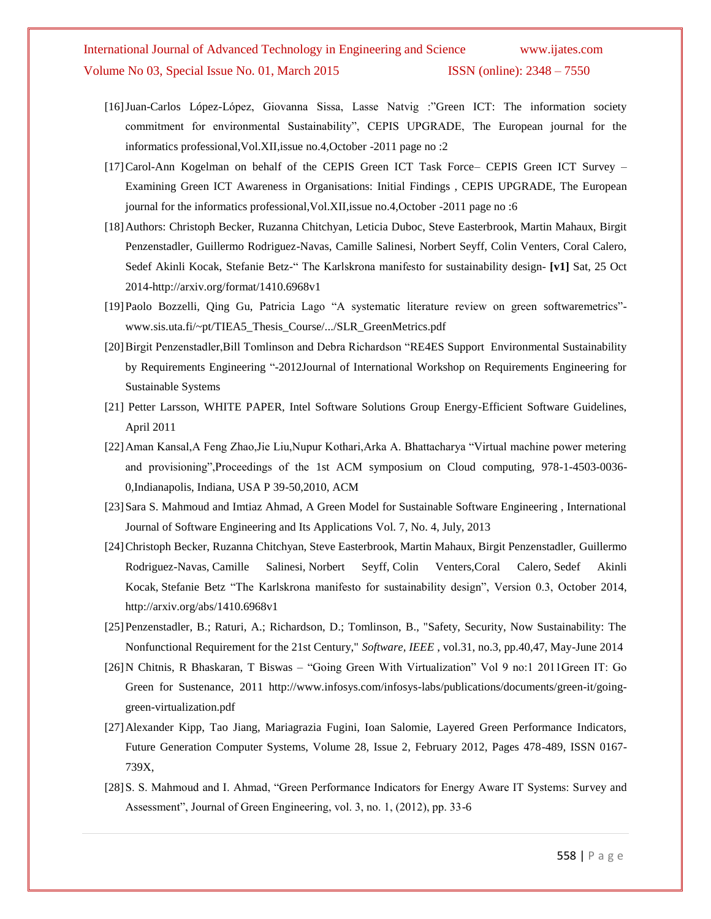[16] Juan-Carlos López-López, Giovanna Sissa, Lasse Natvig :"Green ICT: The information society commitment for environmental Sustainability", CEPIS UPGRADE, The European journal for the informatics professional,Vol.XII,issue no.4,October -2011 page no :2

[17] Carol-Ann Kogelman on behalf of the CEPIS Green ICT Task Force– CEPIS Green ICT Survey – Examining Green ICT Awareness in Organisations: Initial Findings , CEPIS UPGRADE, The European journal for the informatics professional,Vol.XII,issue no.4,October -2011 page no :6

[18] Authors: Christoph Becker, Ruzanna Chitchyan, Leticia Duboc, Steve Easterbrook, Martin Mahaux, Birgit Penzenstadler, Guillermo Rodriguez-Navas, Camille Salinesi, Norbert Seyff, Colin Venters, Coral Calero, Sedef Akinli Kocak, Stefanie Betz-" The Karlskrona manifesto for sustainability design- **[v1]** Sat, 25 Oct 2014-http://arxiv.org/format/1410.6968v1

[19] Paolo Bozzelli, Qing Gu, Patricia Lago "A systematic literature review on green softwaremetrics"- www.sis.uta.fi/~pt/TIEA5_Thesis_Course/.../SLR_GreenMetrics.pdf

[20] Birgit Penzenstadler,Bill Tomlinson and Debra Richardson "RE4ES Support Environmental Sustainability by Requirements Engineering "-2012Journal of International Workshop on Requirements Engineering for Sustainable Systems

[21] Petter Larsson, WHITE PAPER, Intel Software Solutions Group Energy-Efficient Software Guidelines, April 2011

[22] Aman Kansal,A Feng Zhao,Jie Liu,Nupur Kothari,Arka A. Bhattacharya "Virtual machine power metering and provisioning",Proceedings of the 1st ACM symposium on Cloud computing, 978-1-4503-0036-0,Indianapolis, Indiana, USA P 39-50,2010, ACM

[23] Sara S. Mahmoud and Imtiaz Ahmad, A Green Model for Sustainable Software Engineering , International Journal of Software Engineering and Its Applications Vol. 7, No. 4, July, 2013

[24] Christoph Becker, Ruzanna Chitchyan, Steve Easterbrook, Martin Mahaux, Birgit Penzenstadler, Guillermo Rodriguez-Navas, Camille Salinesi, Norbert Seyff, Colin Venters,Coral Calero, Sedef Akinli Kocak, Stefanie Betz "The Karlskrona manifesto for sustainability design", Version 0.3, October 2014, http://arxiv.org/abs/1410.6968v1

[25] Penzenstadler, B.; Raturi, A.; Richardson, D.; Tomlinson, B., "Safety, Security, Now Sustainability: The Nonfunctional Requirement for the 21st Century," *Software, IEEE* , vol.31, no.3, pp.40,47, May-June 2014

[26] N Chitnis, R Bhaskaran, T Biswas – "Going Green With Virtualization" Vol 9 no:1 2011Green IT: Go Green for Sustenance, 2011 http://www.infosys.com/infosys-labs/publications/documents/green-it/going-green-virtualization.pdf

[27] Alexander Kipp, Tao Jiang, Mariagrazia Fugini, Ioan Salomie, Layered Green Performance Indicators, Future Generation Computer Systems, Volume 28, Issue 2, February 2012, Pages 478-489, ISSN 0167-739X,

[28] S. S. Mahmoud and I. Ahmad, "Green Performance Indicators for Energy Aware IT Systems: Survey and Assessment", Journal of Green Engineering, vol. 3, no. 1, (2012), pp. 33-6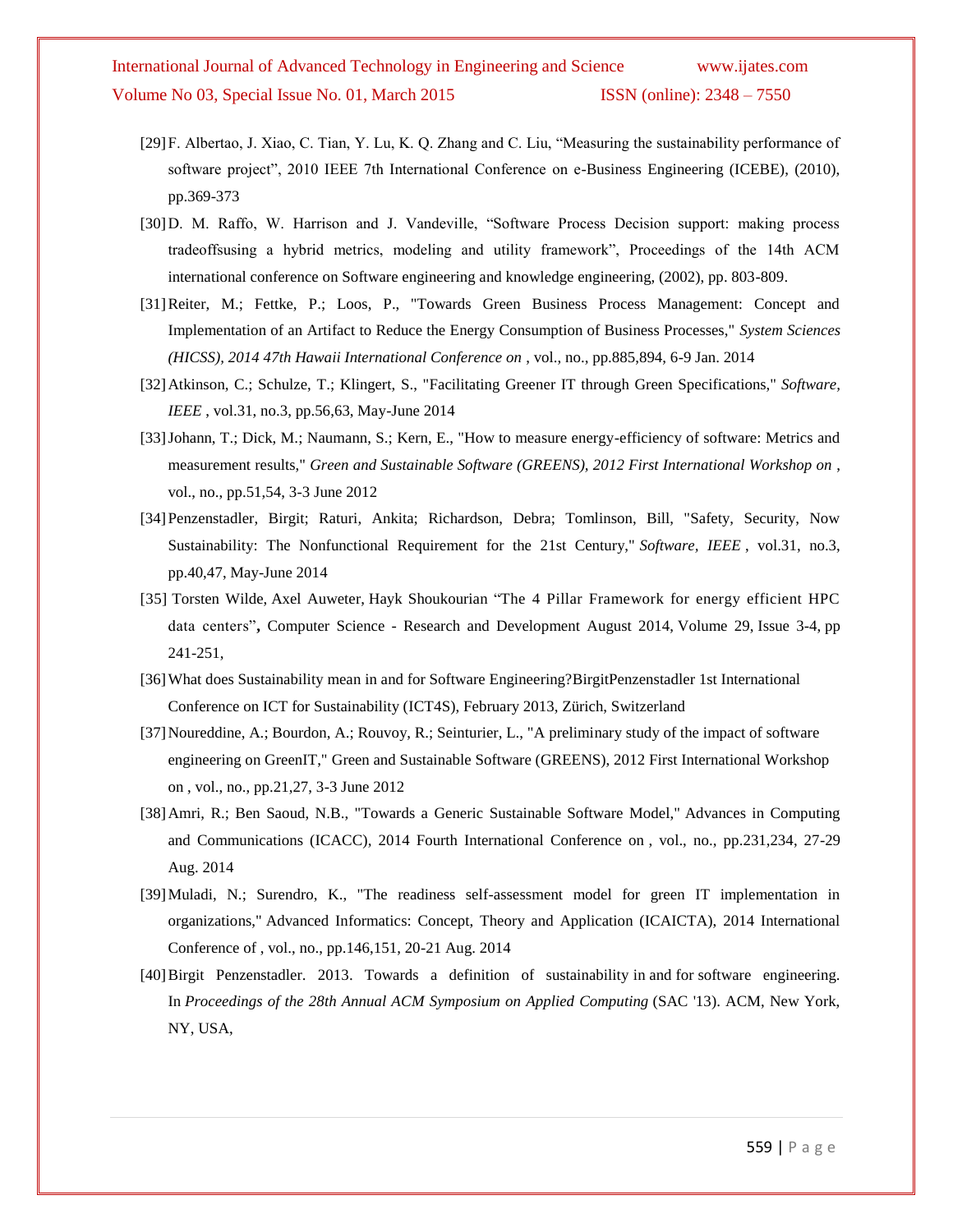[29] F. Albertao, J. Xiao, C. Tian, Y. Lu, K. Q. Zhang and C. Liu, "Measuring the sustainability performance of software project", 2010 IEEE 7th International Conference on e-Business Engineering (ICEBE), (2010), pp.369-373

[30] D. M. Raffo, W. Harrison and J. Vandeville, "Software Process Decision support: making process tradeoffsusing a hybrid metrics, modeling and utility framework", Proceedings of the 14th ACM international conference on Software engineering and knowledge engineering, (2002), pp. 803-809.

[31] Reiter, M.; Fettke, P.; Loos, P., "Towards Green Business Process Management: Concept and Implementation of an Artifact to Reduce the Energy Consumption of Business Processes," *System Sciences (HICSS), 2014 47th Hawaii International Conference on* , vol., no., pp.885,894, 6-9 Jan. 2014

[32] Atkinson, C.; Schulze, T.; Klingert, S., "Facilitating Greener IT through Green Specifications," *Software, IEEE* , vol.31, no.3, pp.56,63, May-June 2014

[33] Johann, T.; Dick, M.; Naumann, S.; Kern, E., "How to measure energy-efficiency of software: Metrics and measurement results," *Green and Sustainable Software (GREENS), 2012 First International Workshop on* , vol., no., pp.51,54, 3-3 June 2012

[34] Penzenstadler, Birgit; Raturi, Ankita; Richardson, Debra; Tomlinson, Bill, "Safety, Security, Now Sustainability: The Nonfunctional Requirement for the 21st Century," *Software, IEEE* , vol.31, no.3, pp.40,47, May-June 2014

[35] Torsten Wilde, Axel Auweter, Hayk Shoukourian "The 4 Pillar Framework for energy efficient HPC data centers"**,** Computer Science - Research and Development August 2014, Volume 29, Issue 3-4, pp 241-251,

[36] What does Sustainability mean in and for Software Engineering?BirgitPenzenstadler 1st International Conference on ICT for Sustainability (ICT4S), February 2013, Zürich, Switzerland

[37] Noureddine, A.; Bourdon, A.; Rouvoy, R.; Seinturier, L., "A preliminary study of the impact of software engineering on GreenIT," Green and Sustainable Software (GREENS), 2012 First International Workshop on , vol., no., pp.21,27, 3-3 June 2012

[38] Amri, R.; Ben Saoud, N.B., "Towards a Generic Sustainable Software Model," Advances in Computing and Communications (ICACC), 2014 Fourth International Conference on , vol., no., pp.231,234, 27-29 Aug. 2014

[39] Muladi, N.; Surendro, K., "The readiness self-assessment model for green IT implementation in organizations," Advanced Informatics: Concept, Theory and Application (ICAICTA), 2014 International Conference of , vol., no., pp.146,151, 20-21 Aug. 2014

[40] Birgit Penzenstadler. 2013. Towards a definition of sustainability in and for software engineering. In *Proceedings of the 28th Annual ACM Symposium on Applied Computing* (SAC '13). ACM, New York, NY, USA,